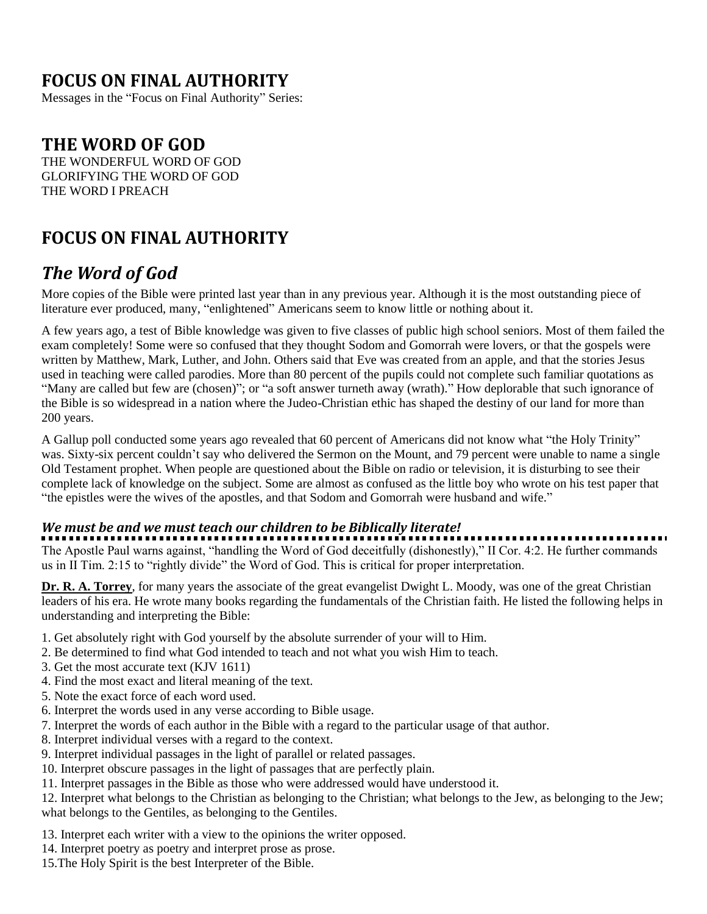## FOCUS ON FINAL AUTHORITY

Messages in the "Focus on Final Authority" Series:

## THE WORD OF GOD

THE WONDERFUL WORD OF GOD
GLORIFYING THE WORD OF GOD
THE WORD I PREACH

## FOCUS ON FINAL AUTHORITY

# *The Word of God*

More copies of the Bible were printed last year than in any previous year. Although it is the most outstanding piece of literature ever produced, many, "enlightened" Americans seem to know little or nothing about it.

A few years ago, a test of Bible knowledge was given to five classes of public high school seniors. Most of them failed the exam completely! Some were so confused that they thought Sodom and Gomorrah were lovers, or that the gospels were written by Matthew, Mark, Luther, and John. Others said that Eve was created from an apple, and that the stories Jesus used in teaching were called parodies. More than 80 percent of the pupils could not complete such familiar quotations as "Many are called but few are (chosen)"; or "a soft answer turneth away (wrath)." How deplorable that such ignorance of the Bible is so widespread in a nation where the Judeo-Christian ethic has shaped the destiny of our land for more than 200 years.

A Gallup poll conducted some years ago revealed that 60 percent of Americans did not know what "the Holy Trinity" was. Sixty-six percent couldn't say who delivered the Sermon on the Mount, and 79 percent were unable to name a single Old Testament prophet. When people are questioned about the Bible on radio or television, it is disturbing to see their complete lack of knowledge on the subject. Some are almost as confused as the little boy who wrote on his test paper that "the epistles were the wives of the apostles, and that Sodom and Gomorrah were husband and wife."

### *We must be and we must teach our children to be Biblically literate!*

The Apostle Paul warns against, "handling the Word of God deceitfully (dishonestly)," II Cor. 4:2. He further commands us in II Tim. 2:15 to "rightly divide" the Word of God. This is critical for proper interpretation.

**Dr. R. A. Torrey**, for many years the associate of the great evangelist Dwight L. Moody, was one of the great Christian leaders of his era. He wrote many books regarding the fundamentals of the Christian faith. He listed the following helps in understanding and interpreting the Bible:

1. Get absolutely right with God yourself by the absolute surrender of your will to Him.
2. Be determined to find what God intended to teach and not what you wish Him to teach.
3. Get the most accurate text (KJV 1611)
4. Find the most exact and literal meaning of the text.
5. Note the exact force of each word used.
6. Interpret the words used in any verse according to Bible usage.
7. Interpret the words of each author in the Bible with a regard to the particular usage of that author.
8. Interpret individual verses with a regard to the context.
9. Interpret individual passages in the light of parallel or related passages.
10. Interpret obscure passages in the light of passages that are perfectly plain.
11. Interpret passages in the Bible as those who were addressed would have understood it.
12. Interpret what belongs to the Christian as belonging to the Christian; what belongs to the Jew, as belonging to the Jew; what belongs to the Gentiles, as belonging to the Gentiles.
13. Interpret each writer with a view to the opinions the writer opposed.
14. Interpret poetry as poetry and interpret prose as prose.
15. The Holy Spirit is the best Interpreter of the Bible.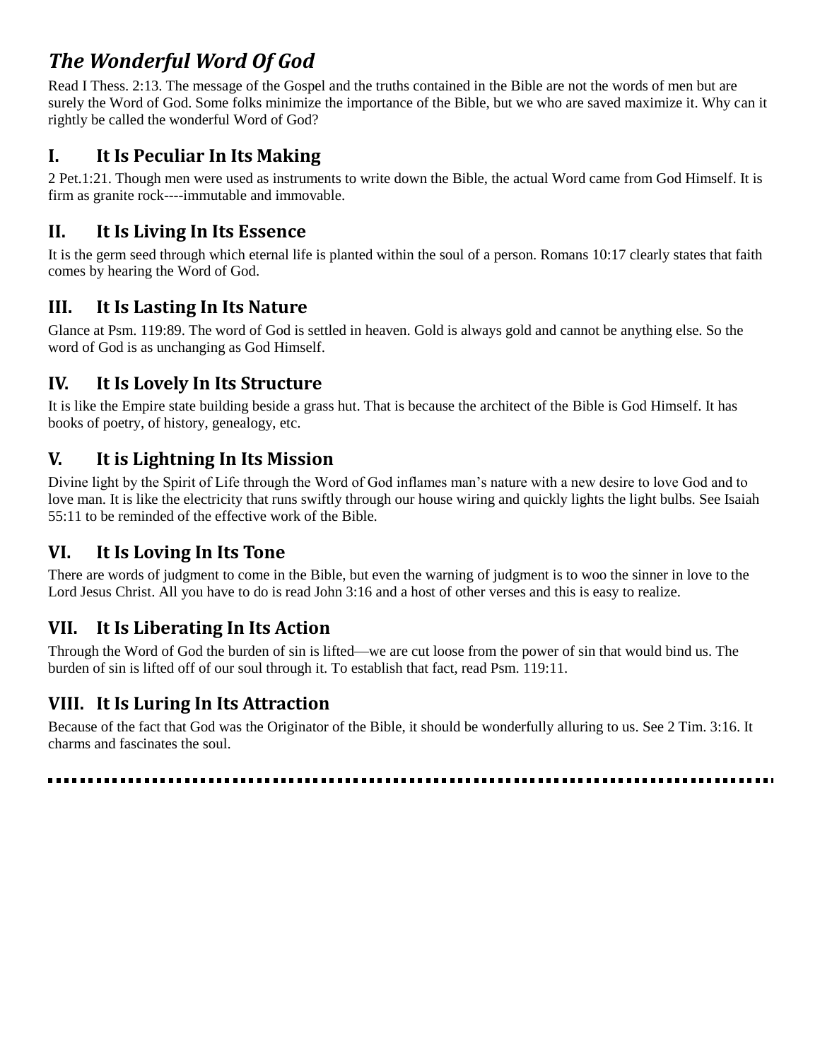# *The Wonderful Word Of God*

Read I Thess. 2:13. The message of the Gospel and the truths contained in the Bible are not the words of men but are surely the Word of God. Some folks minimize the importance of the Bible, but we who are saved maximize it. Why can it rightly be called the wonderful Word of God?

## I. It Is Peculiar In Its Making

2 Pet.1:21. Though men were used as instruments to write down the Bible, the actual Word came from God Himself. It is firm as granite rock----immutable and immovable.

## II. It Is Living In Its Essence

It is the germ seed through which eternal life is planted within the soul of a person. Romans 10:17 clearly states that faith comes by hearing the Word of God.

## III. It Is Lasting In Its Nature

Glance at Psm. 119:89. The word of God is settled in heaven. Gold is always gold and cannot be anything else. So the word of God is as unchanging as God Himself.

## IV. It Is Lovely In Its Structure

It is like the Empire state building beside a grass hut. That is because the architect of the Bible is God Himself. It has books of poetry, of history, genealogy, etc.

## V. It is Lightning In Its Mission

Divine light by the Spirit of Life through the Word of God inflames man's nature with a new desire to love God and to love man. It is like the electricity that runs swiftly through our house wiring and quickly lights the light bulbs. See Isaiah 55:11 to be reminded of the effective work of the Bible.

## VI. It Is Loving In Its Tone

There are words of judgment to come in the Bible, but even the warning of judgment is to woo the sinner in love to the Lord Jesus Christ. All you have to do is read John 3:16 and a host of other verses and this is easy to realize.

## VII. It Is Liberating In Its Action

Through the Word of God the burden of sin is lifted—we are cut loose from the power of sin that would bind us. The burden of sin is lifted off of our soul through it. To establish that fact, read Psm. 119:11.

## VIII. It Is Luring In Its Attraction

Because of the fact that God was the Originator of the Bible, it should be wonderfully alluring to us. See 2 Tim. 3:16. It charms and fascinates the soul.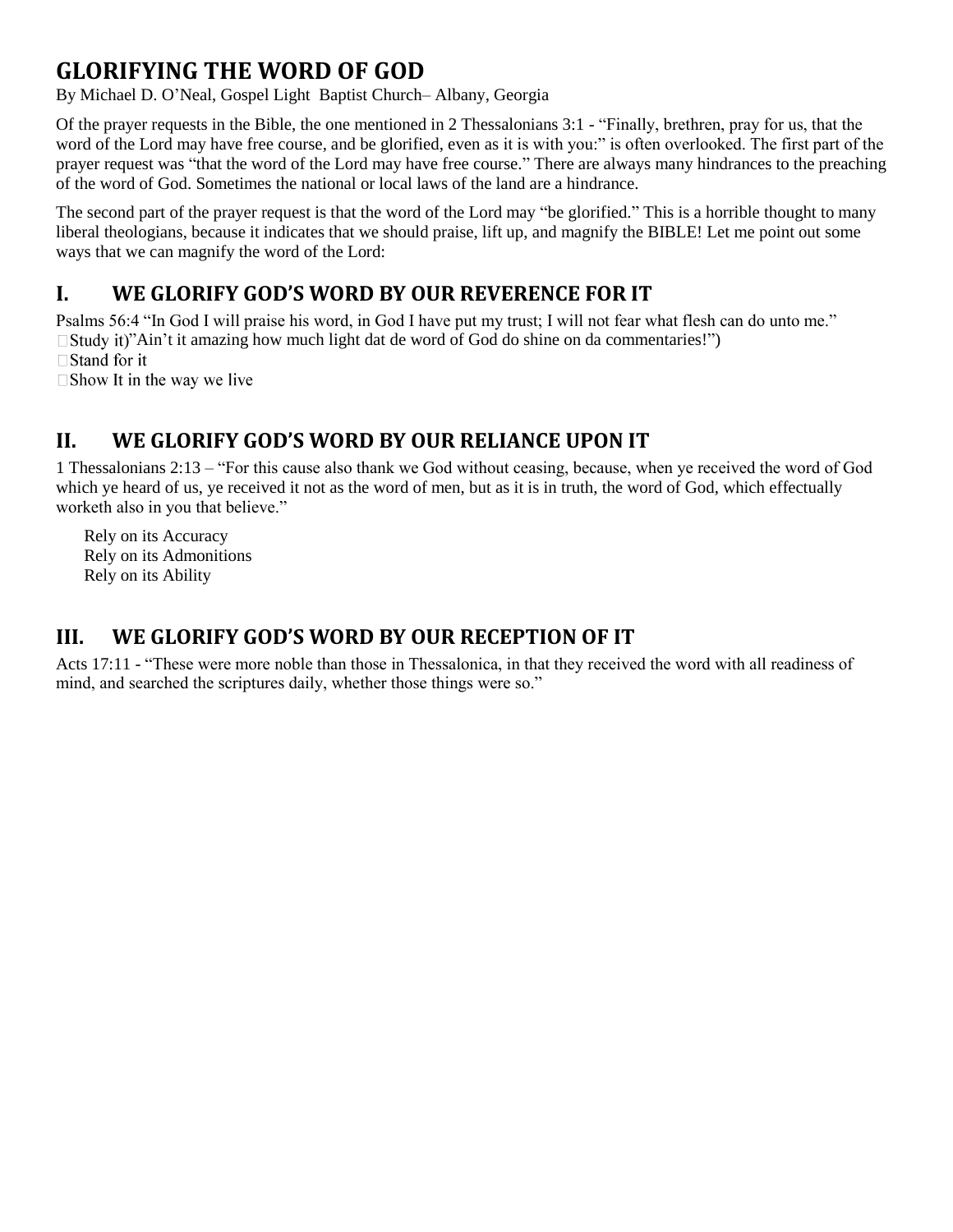# GLORIFYING THE WORD OF GOD

By Michael D. O'Neal, Gospel Light Baptist Church– Albany, Georgia

Of the prayer requests in the Bible, the one mentioned in 2 Thessalonians 3:1 - "Finally, brethren, pray for us, that the word of the Lord may have free course, and be glorified, even as it is with you:" is often overlooked. The first part of the prayer request was "that the word of the Lord may have free course." There are always many hindrances to the preaching of the word of God. Sometimes the national or local laws of the land are a hindrance.

The second part of the prayer request is that the word of the Lord may "be glorified." This is a horrible thought to many liberal theologians, because it indicates that we should praise, lift up, and magnify the BIBLE! Let me point out some ways that we can magnify the word of the Lord:

## I. WE GLORIFY GOD'S WORD BY OUR REVERENCE FOR IT

Psalms 56:4 "In God I will praise his word, in God I have put my trust; I will not fear what flesh can do unto me."

- Study it)"Ain't it amazing how much light dat de word of God do shine on da commentaries!")
- Stand for it
- Show It in the way we live

## II. WE GLORIFY GOD'S WORD BY OUR RELIANCE UPON IT

1 Thessalonians 2:13 – "For this cause also thank we God without ceasing, because, when ye received the word of God which ye heard of us, ye received it not as the word of men, but as it is in truth, the word of God, which effectually worketh also in you that believe."

Rely on its Accuracy
Rely on its Admonitions
Rely on its Ability

## III. WE GLORIFY GOD'S WORD BY OUR RECEPTION OF IT

Acts 17:11 - "These were more noble than those in Thessalonica, in that they received the word with all readiness of mind, and searched the scriptures daily, whether those things were so."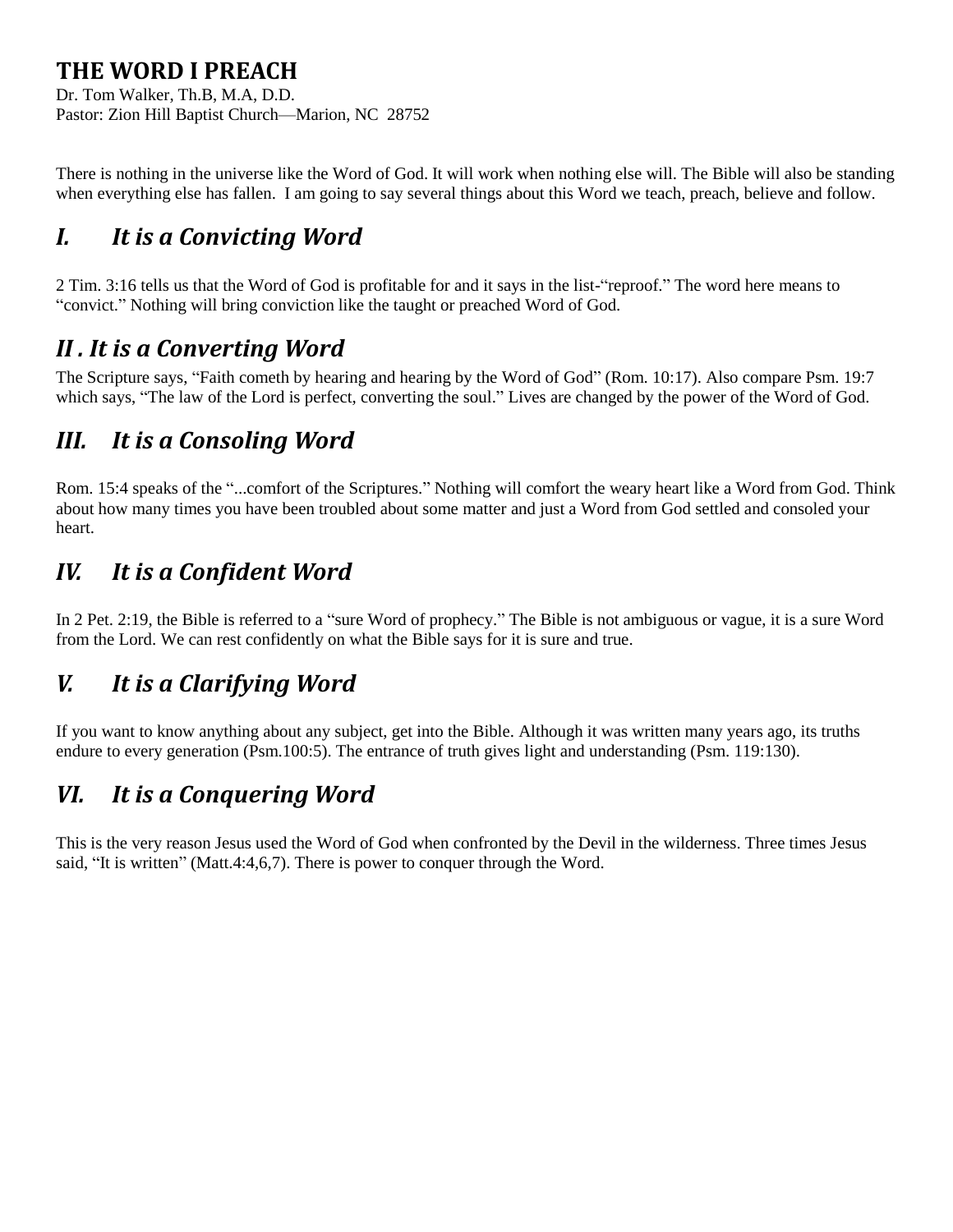# THE WORD I PREACH

Dr. Tom Walker, Th.B, M.A, D.D.
Pastor: Zion Hill Baptist Church—Marion, NC 28752

There is nothing in the universe like the Word of God. It will work when nothing else will. The Bible will also be standing when everything else has fallen. I am going to say several things about this Word we teach, preach, believe and follow.

## *I. It is a Convicting Word*

2 Tim. 3:16 tells us that the Word of God is profitable for and it says in the list-"reproof." The word here means to "convict." Nothing will bring conviction like the taught or preached Word of God.

## *II . It is a Converting Word*

The Scripture says, "Faith cometh by hearing and hearing by the Word of God" (Rom. 10:17). Also compare Psm. 19:7 which says, "The law of the Lord is perfect, converting the soul." Lives are changed by the power of the Word of God.

## *III. It is a Consoling Word*

Rom. 15:4 speaks of the "...comfort of the Scriptures." Nothing will comfort the weary heart like a Word from God. Think about how many times you have been troubled about some matter and just a Word from God settled and consoled your heart.

## *IV. It is a Confident Word*

In 2 Pet. 2:19, the Bible is referred to a "sure Word of prophecy." The Bible is not ambiguous or vague, it is a sure Word from the Lord. We can rest confidently on what the Bible says for it is sure and true.

## *V. It is a Clarifying Word*

If you want to know anything about any subject, get into the Bible. Although it was written many years ago, its truths endure to every generation (Psm.100:5). The entrance of truth gives light and understanding (Psm. 119:130).

## *VI. It is a Conquering Word*

This is the very reason Jesus used the Word of God when confronted by the Devil in the wilderness. Three times Jesus said, "It is written" (Matt.4:4,6,7). There is power to conquer through the Word.